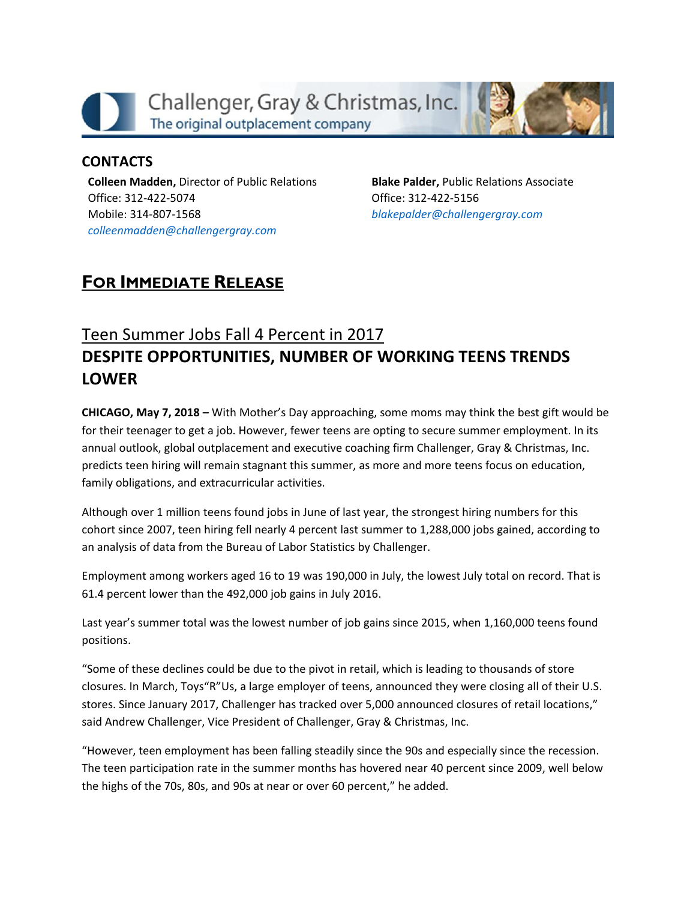Challenger, Gray & Christmas, Inc.
The original outplacement company

## CONTACTS

**Colleen Madden,** Director of Public Relations
Office: 312-422-5074
Mobile: 314-807-1568
*colleenmadden@challengergray.com*

**Blake Palder,** Public Relations Associate
Office: 312-422-5156
*blakepalder@challengergray.com*

## FOR IMMEDIATE RELEASE

# Teen Summer Jobs Fall 4 Percent in 2017
## DESPITE OPPORTUNITIES, NUMBER OF WORKING TEENS TRENDS LOWER

**CHICAGO, May 7, 2018 –** With Mother's Day approaching, some moms may think the best gift would be for their teenager to get a job. However, fewer teens are opting to secure summer employment. In its annual outlook, global outplacement and executive coaching firm Challenger, Gray & Christmas, Inc. predicts teen hiring will remain stagnant this summer, as more and more teens focus on education, family obligations, and extracurricular activities.

Although over 1 million teens found jobs in June of last year, the strongest hiring numbers for this cohort since 2007, teen hiring fell nearly 4 percent last summer to 1,288,000 jobs gained, according to an analysis of data from the Bureau of Labor Statistics by Challenger.

Employment among workers aged 16 to 19 was 190,000 in July, the lowest July total on record. That is 61.4 percent lower than the 492,000 job gains in July 2016.

Last year's summer total was the lowest number of job gains since 2015, when 1,160,000 teens found positions.

"Some of these declines could be due to the pivot in retail, which is leading to thousands of store closures. In March, Toys"R"Us, a large employer of teens, announced they were closing all of their U.S. stores. Since January 2017, Challenger has tracked over 5,000 announced closures of retail locations," said Andrew Challenger, Vice President of Challenger, Gray & Christmas, Inc.

"However, teen employment has been falling steadily since the 90s and especially since the recession. The teen participation rate in the summer months has hovered near 40 percent since 2009, well below the highs of the 70s, 80s, and 90s at near or over 60 percent," he added.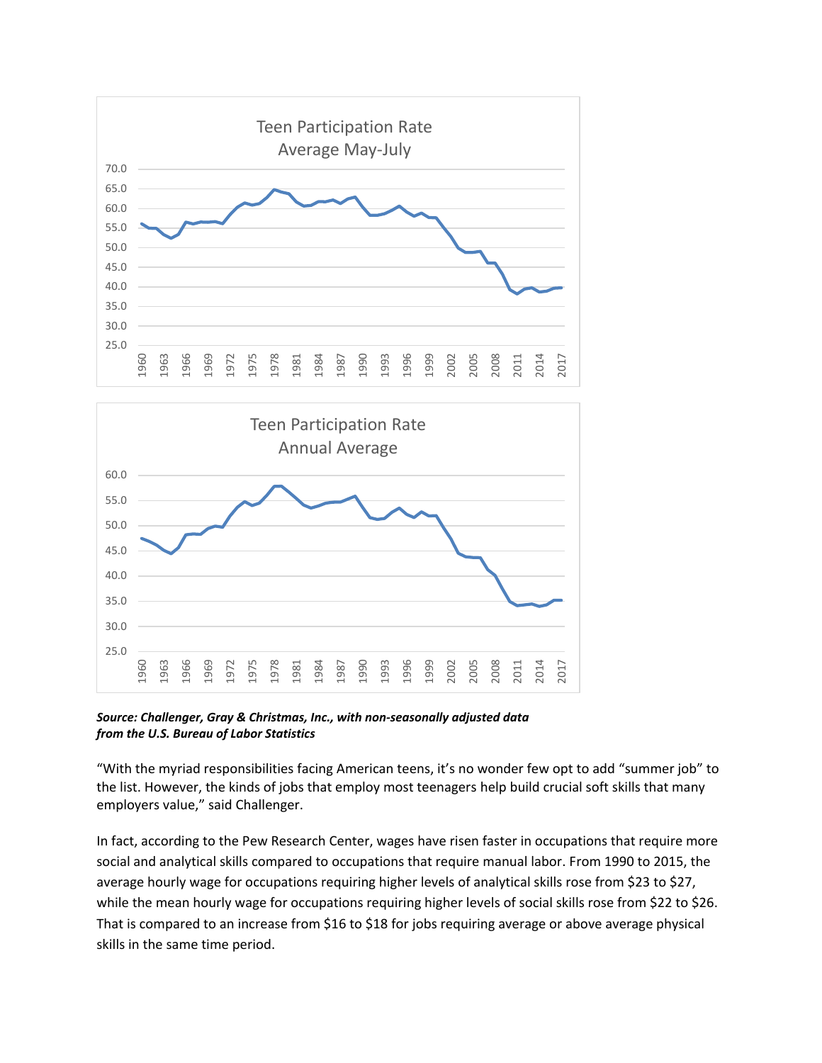Teen Participation Rate
Average May-July

Teen Participation Rate
Annual Average

***Source: Challenger, Gray & Christmas, Inc., with non-seasonally adjusted data from the U.S. Bureau of Labor Statistics***

"With the myriad responsibilities facing American teens, it's no wonder few opt to add "summer job" to the list. However, the kinds of jobs that employ most teenagers help build crucial soft skills that many employers value," said Challenger.

In fact, according to the Pew Research Center, wages have risen faster in occupations that require more social and analytical skills compared to occupations that require manual labor. From 1990 to 2015, the average hourly wage for occupations requiring higher levels of analytical skills rose from $23 to $27, while the mean hourly wage for occupations requiring higher levels of social skills rose from $22 to $26. That is compared to an increase from $16 to $18 for jobs requiring average or above average physical skills in the same time period.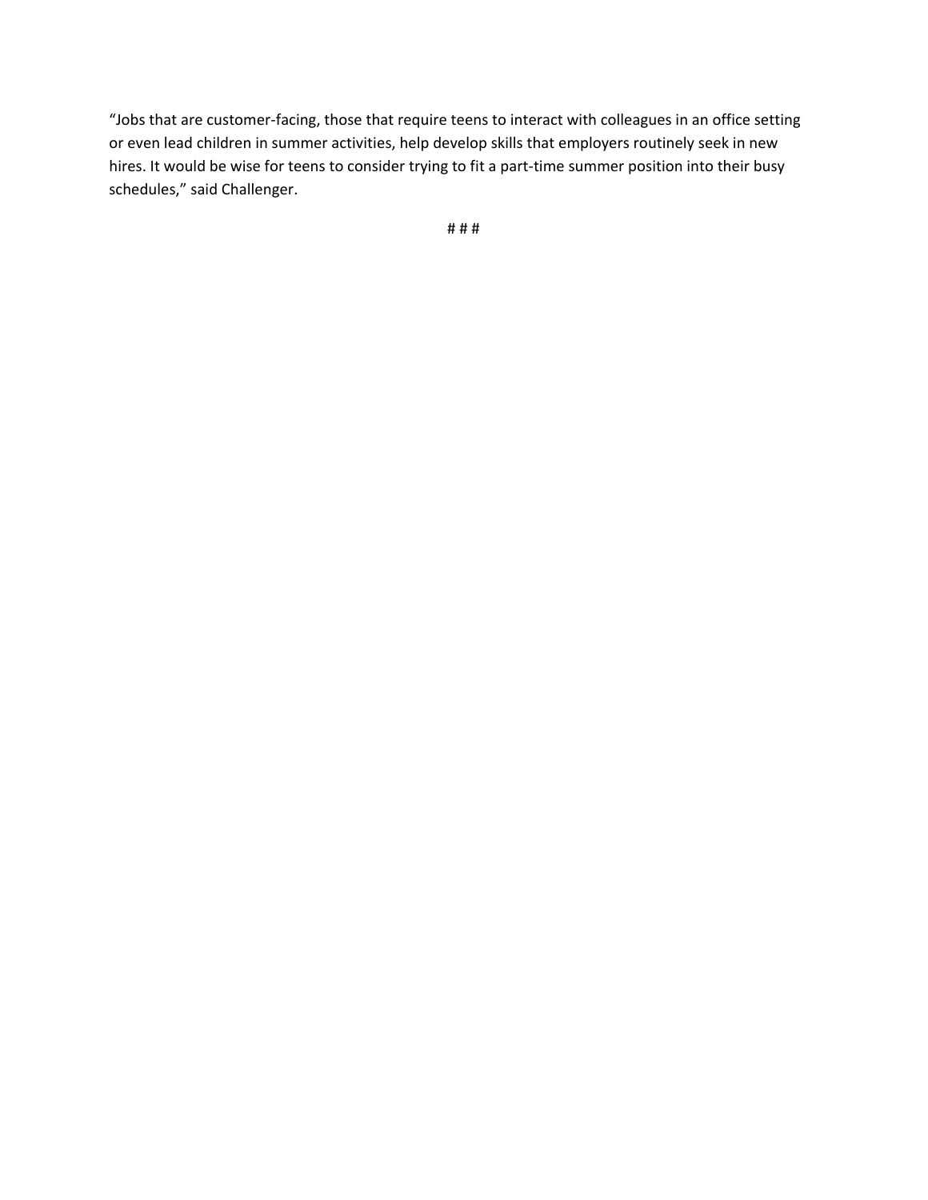"Jobs that are customer-facing, those that require teens to interact with colleagues in an office setting or even lead children in summer activities, help develop skills that employers routinely seek in new hires. It would be wise for teens to consider trying to fit a part-time summer position into their busy schedules," said Challenger.

# # #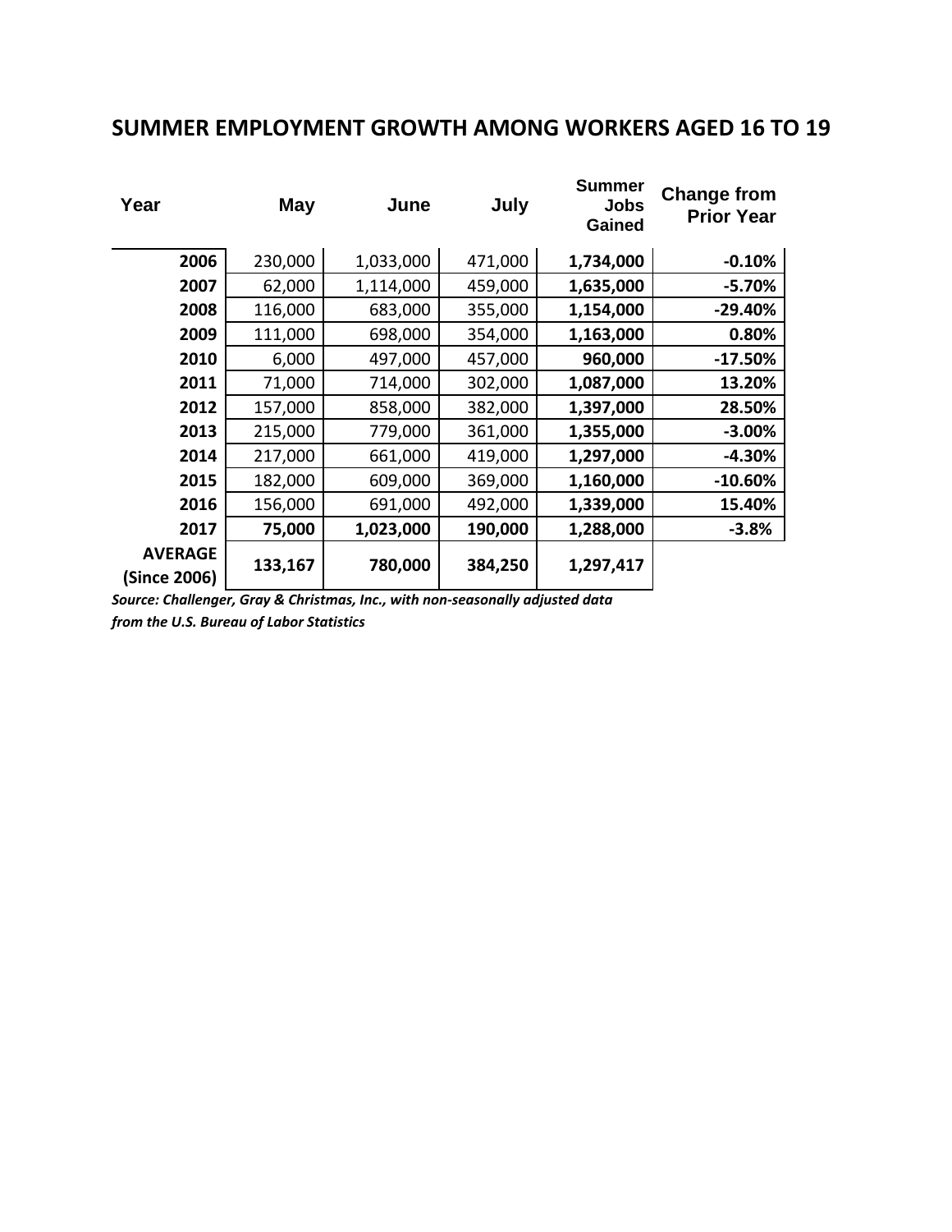## SUMMER EMPLOYMENT GROWTH AMONG WORKERS AGED 16 TO 19

| Year | May | June | July | Summer Jobs Gained | Change from Prior Year |
|---|---|---|---|---|---|
| **2006** | 230,000 | 1,033,000 | 471,000 | **1,734,000** | **-0.10%** |
| **2007** | 62,000 | 1,114,000 | 459,000 | **1,635,000** | **-5.70%** |
| **2008** | 116,000 | 683,000 | 355,000 | **1,154,000** | **-29.40%** |
| **2009** | 111,000 | 698,000 | 354,000 | **1,163,000** | **0.80%** |
| **2010** | 6,000 | 497,000 | 457,000 | **960,000** | **-17.50%** |
| **2011** | 71,000 | 714,000 | 302,000 | **1,087,000** | **13.20%** |
| **2012** | 157,000 | 858,000 | 382,000 | **1,397,000** | **28.50%** |
| **2013** | 215,000 | 779,000 | 361,000 | **1,355,000** | **-3.00%** |
| **2014** | 217,000 | 661,000 | 419,000 | **1,297,000** | **-4.30%** |
| **2015** | 182,000 | 609,000 | 369,000 | **1,160,000** | **-10.60%** |
| **2016** | 156,000 | 691,000 | 492,000 | **1,339,000** | **15.40%** |
| **2017** | **75,000** | **1,023,000** | **190,000** | **1,288,000** | **-3.8%** |
| **AVERAGE (Since 2006)** | **133,167** | **780,000** | **384,250** | **1,297,417** | |

***Source: Challenger, Gray & Christmas, Inc., with non-seasonally adjusted data from the U.S. Bureau of Labor Statistics***